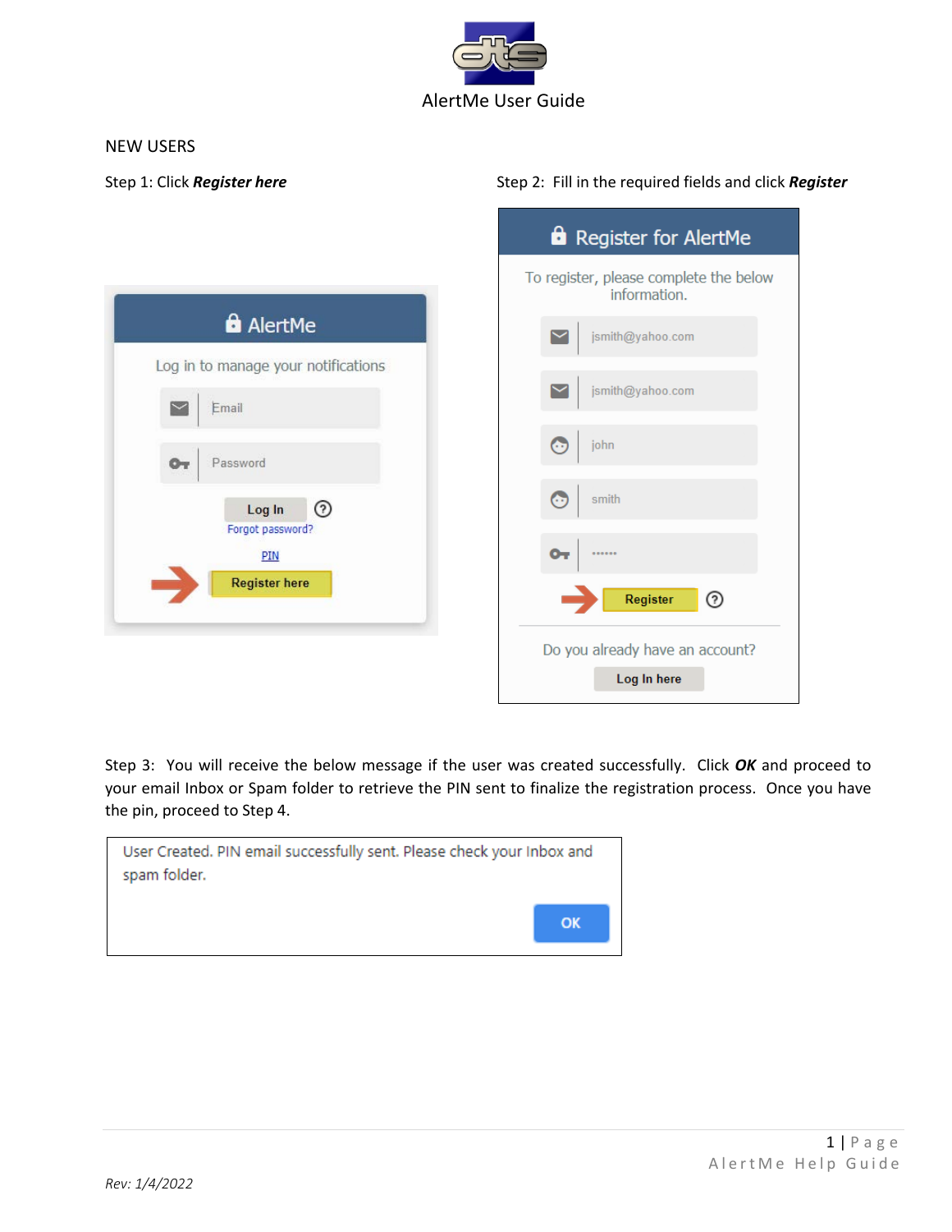# AlertMe User Guide

## NEW USERS

Step 1: Click ***Register here***

Step 2: Fill in the required fields and click ***Register***

Step 3: You will receive the below message if the user was created successfully. Click ***OK*** and proceed to your email Inbox or Spam folder to retrieve the PIN sent to finalize the registration process. Once you have the pin, proceed to Step 4.

Rev: 1/4/2022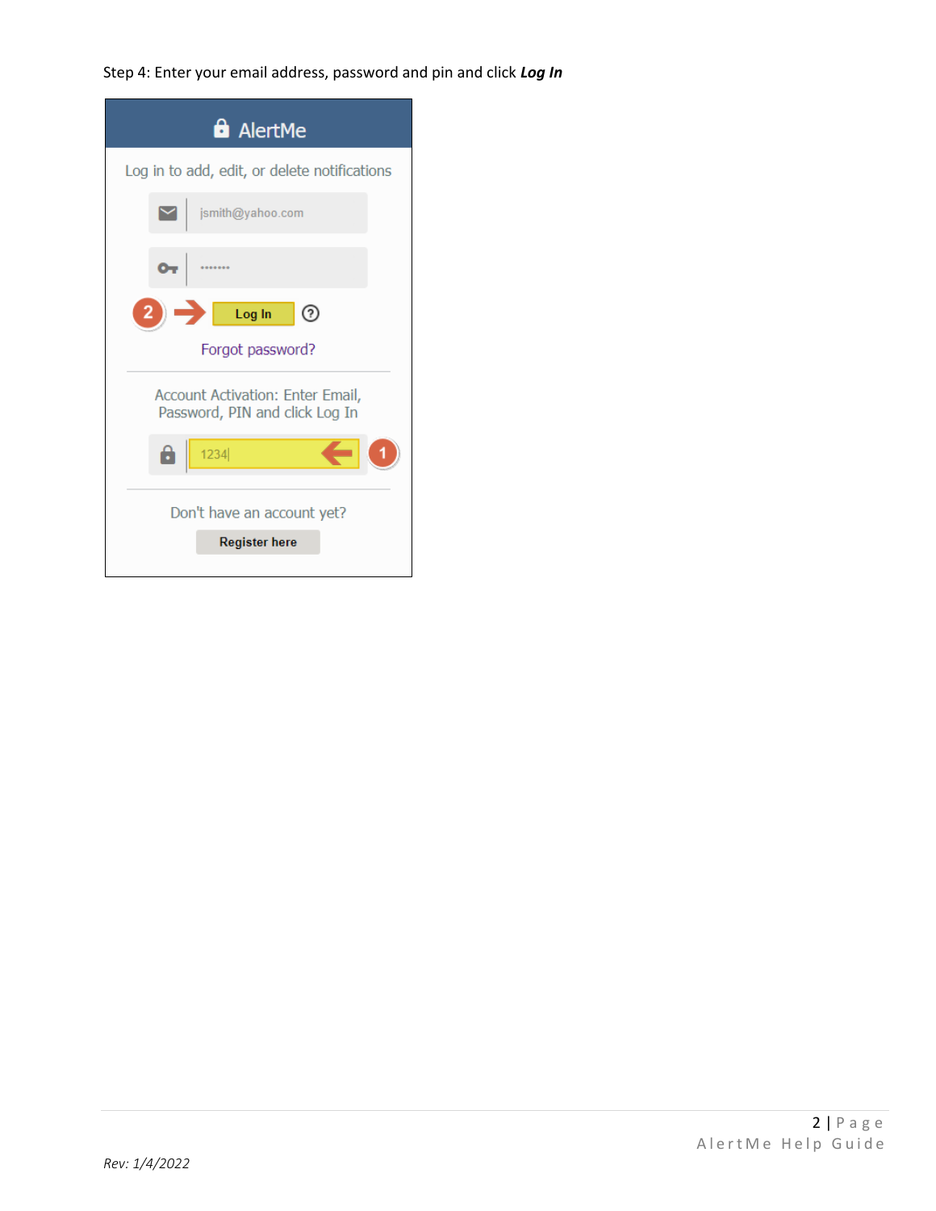Step 4: Enter your email address, password and pin and click ***Log In***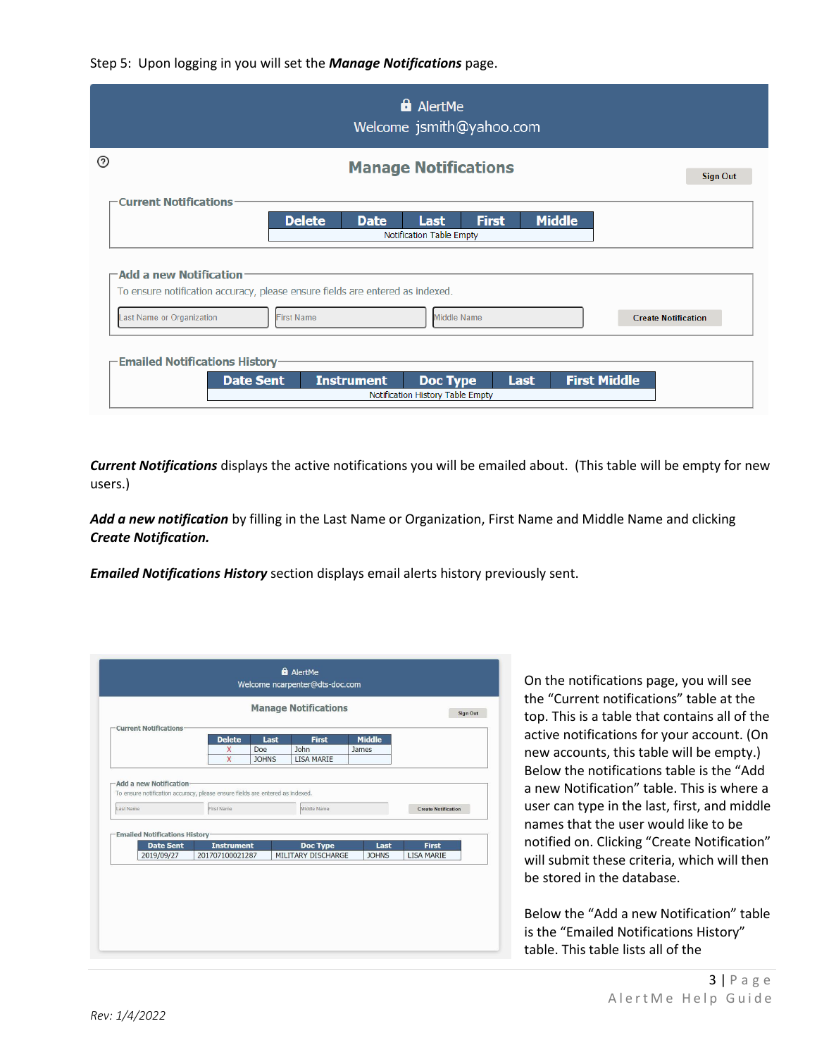Step 5: Upon logging in you will set the ***Manage Notifications*** page.

AlertMe
Welcome jsmith@yahoo.com

Manage Notifications

Sign Out

Current Notifications

| Delete | Date | Last | First | Middle |
| --- | --- | --- | --- | --- |
| Notification Table Empty | | | | |

Add a new Notification

To ensure notification accuracy, please ensure fields are entered as indexed.

Last Name or Organization | First Name | Middle Name | Create Notification

Emailed Notifications History

| Date Sent | Instrument | Doc Type | Last | First Middle |
| --- | --- | --- | --- | --- |
| Notification History Table Empty | | | | |

***Current Notifications*** displays the active notifications you will be emailed about. (This table will be empty for new users.)

***Add a new notification*** by filling in the Last Name or Organization, First Name and Middle Name and clicking ***Create Notification.***

***Emailed Notifications History*** section displays email alerts history previously sent.

AlertMe
Welcome ncarpenter@dts-doc.com

Manage Notifications

Sign Out

Current Notifications

| Delete | Last | First | Middle |
| --- | --- | --- | --- |
| X | Doe | John | James |
| X | JOHNS | LISA MARIE | |

Add a new Notification

To ensure notification accuracy, please ensure fields are entered as indexed.

Last Name | First Name | Middle Name | Create Notification

Emailed Notifications History

| Date Sent | Instrument | Doc Type | Last | First |
| --- | --- | --- | --- | --- |
| 2019/09/27 | 201707100021287 | MILITARY DISCHARGE | JOHNS | LISA MARIE |

On the notifications page, you will see the "Current notifications" table at the top. This is a table that contains all of the active notifications for your account. (On new accounts, this table will be empty.) Below the notifications table is the "Add a new Notification" table. This is where a user can type in the last, first, and middle names that the user would like to be notified on. Clicking "Create Notification" will submit these criteria, which will then be stored in the database.

Below the "Add a new Notification" table is the "Emailed Notifications History" table. This table lists all of the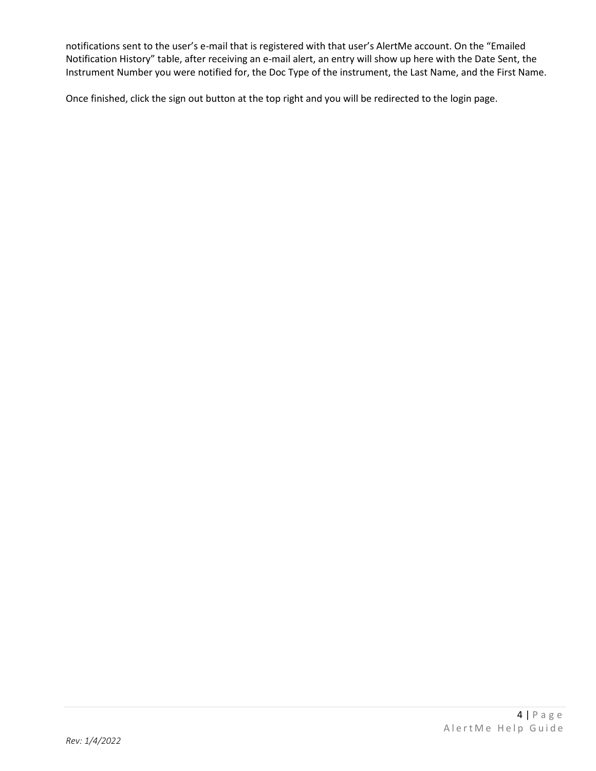notifications sent to the user's e-mail that is registered with that user's AlertMe account. On the "Emailed Notification History" table, after receiving an e-mail alert, an entry will show up here with the Date Sent, the Instrument Number you were notified for, the Doc Type of the instrument, the Last Name, and the First Name.

Once finished, click the sign out button at the top right and you will be redirected to the login page.